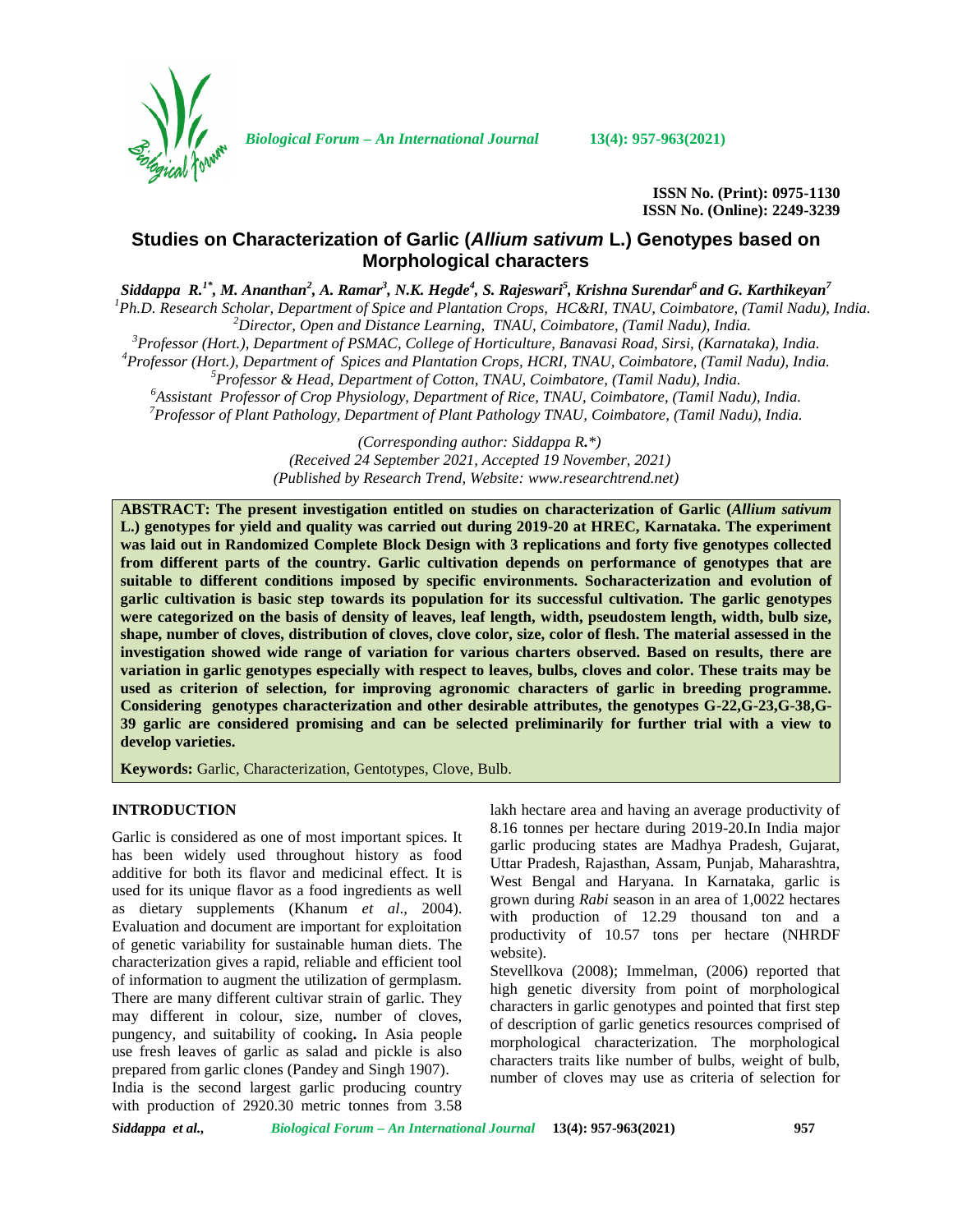# Studies on Characterization of Garlic (*Allium sativum* L.) Genotypes based on Morphological characters

***Siddappa R.[1*], M. Ananthan[2], A. Ramar[3], N.K. Hegde[4], S. Rajeswari[5], Krishna Surendar[6] and G. Karthikeyan[7]***

*[1]Ph.D. Research Scholar, Department of Spice and Plantation Crops, HC&RI, TNAU, Coimbatore, (Tamil Nadu), India.*
*[2]Director, Open and Distance Learning, TNAU, Coimbatore, (Tamil Nadu), India.*
*[3]Professor (Hort.), Department of PSMAC, College of Horticulture, Banavasi Road, Sirsi, (Karnataka), India.*
*[4]Professor (Hort.), Department of Spices and Plantation Crops, HCRI, TNAU, Coimbatore, (Tamil Nadu), India.*
*[5]Professor & Head, Department of Cotton, TNAU, Coimbatore, (Tamil Nadu), India.*
*[6]Assistant Professor of Crop Physiology, Department of Rice, TNAU, Coimbatore, (Tamil Nadu), India.*
*[7]Professor of Plant Pathology, Department of Plant Pathology TNAU, Coimbatore, (Tamil Nadu), India.*

*(Corresponding author: Siddappa R.\*)*
*(Received 24 September 2021, Accepted 19 November, 2021)*
*(Published by Research Trend, Website: www.researchtrend.net)*

**ABSTRACT: The present investigation entitled on studies on characterization of Garlic (*Allium sativum* L.) genotypes for yield and quality was carried out during 2019-20 at HREC, Karnataka. The experiment was laid out in Randomized Complete Block Design with 3 replications and forty five genotypes collected from different parts of the country. Garlic cultivation depends on performance of genotypes that are suitable to different conditions imposed by specific environments. Socharacterization and evolution of garlic cultivation is basic step towards its population for its successful cultivation. The garlic genotypes were categorized on the basis of density of leaves, leaf length, width, pseudostem length, width, bulb size, shape, number of cloves, distribution of cloves, clove color, size, color of flesh. The material assessed in the investigation showed wide range of variation for various charters observed. Based on results, there are variation in garlic genotypes especially with respect to leaves, bulbs, cloves and color. These traits may be used as criterion of selection, for improving agronomic characters of garlic in breeding programme. Considering genotypes characterization and other desirable attributes, the genotypes G-22,G-23,G-38,G-39 garlic are considered promising and can be selected preliminarily for further trial with a view to develop varieties.**

**Keywords:** Garlic, Characterization, Gentotypes, Clove, Bulb.

## INTRODUCTION

Garlic is considered as one of most important spices. It has been widely used throughout history as food additive for both its flavor and medicinal effect. It is used for its unique flavor as a food ingredients as well as dietary supplements (Khanum *et al*., 2004). Evaluation and document are important for exploitation of genetic variability for sustainable human diets. The characterization gives a rapid, reliable and efficient tool of information to augment the utilization of germplasm. There are many different cultivar strain of garlic. They may different in colour, size, number of cloves, pungency, and suitability of cooking**.** In Asia people use fresh leaves of garlic as salad and pickle is also prepared from garlic clones (Pandey and Singh 1907).

India is the second largest garlic producing country with production of 2920.30 metric tonnes from 3.58 lakh hectare area and having an average productivity of 8.16 tonnes per hectare during 2019-20.In India major garlic producing states are Madhya Pradesh, Gujarat, Uttar Pradesh, Rajasthan, Assam, Punjab, Maharashtra, West Bengal and Haryana. In Karnataka, garlic is grown during *Rabi* season in an area of 1,0022 hectares with production of 12.29 thousand ton and a productivity of 10.57 tons per hectare (NHRDF website).

Stevellkova (2008); Immelman, (2006) reported that high genetic diversity from point of morphological characters in garlic genotypes and pointed that first step of description of garlic genetics resources comprised of morphological characterization. The morphological characters traits like number of bulbs, weight of bulb, number of cloves may use as criteria of selection for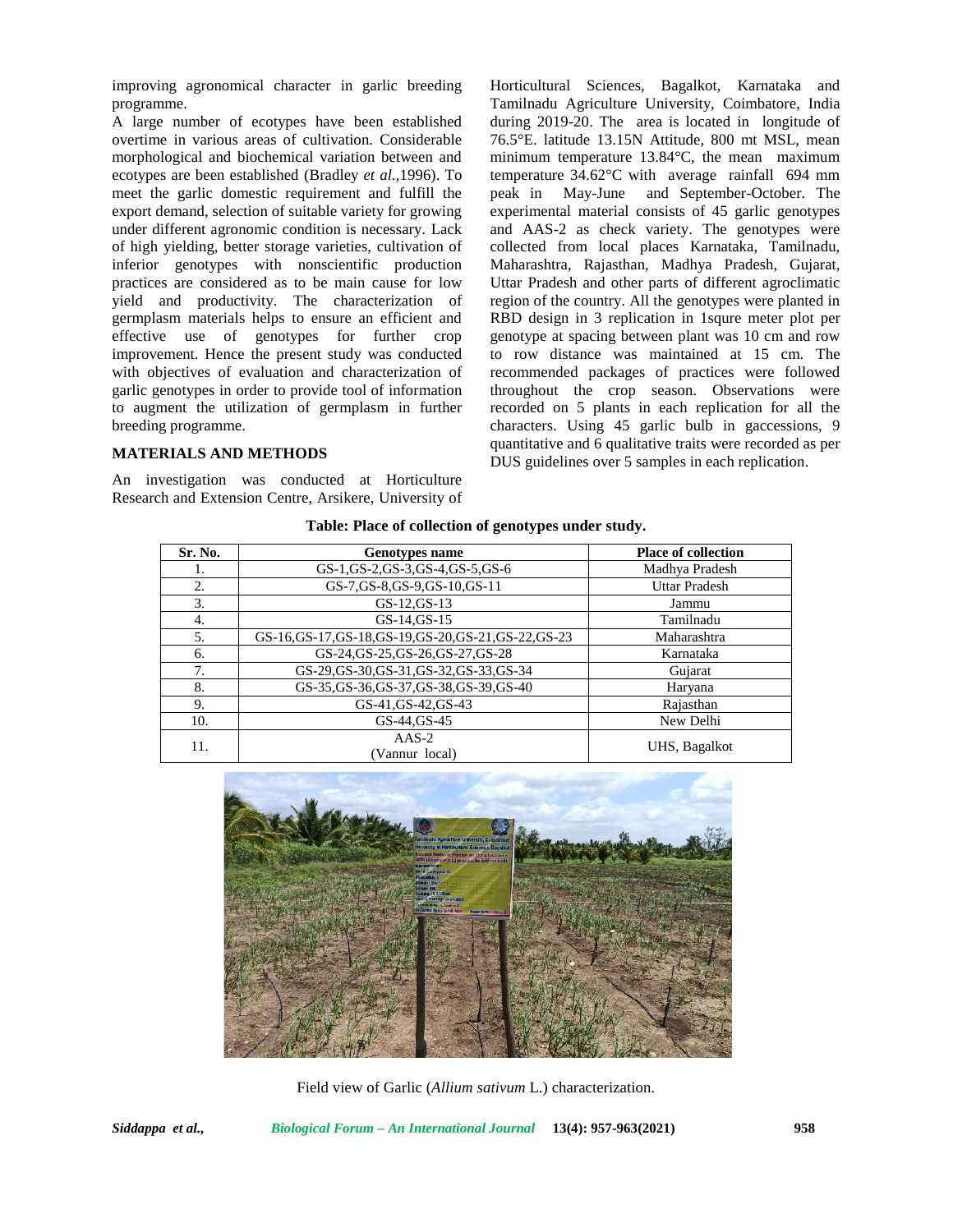improving agronomical character in garlic breeding programme.

A large number of ecotypes have been established overtime in various areas of cultivation. Considerable morphological and biochemical variation between and ecotypes are been established (Bradley *et al.,*1996). To meet the garlic domestic requirement and fulfill the export demand, selection of suitable variety for growing under different agronomic condition is necessary. Lack of high yielding, better storage varieties, cultivation of inferior genotypes with nonscientific production practices are considered as to be main cause for low yield and productivity. The characterization of germplasm materials helps to ensure an efficient and effective use of genotypes for further crop improvement. Hence the present study was conducted with objectives of evaluation and characterization of garlic genotypes in order to provide tool of information to augment the utilization of germplasm in further breeding programme.

## MATERIALS AND METHODS

An investigation was conducted at Horticulture Research and Extension Centre, Arsikere, University of Horticultural Sciences, Bagalkot, Karnataka and Tamilnadu Agriculture University, Coimbatore, India during 2019-20. The area is located in longitude of 76.5°E. latitude 13.15N Attitude, 800 mt MSL, mean minimum temperature 13.84°C, the mean maximum temperature 34.62°C with average rainfall 694 mm peak in May-June and September-October. The experimental material consists of 45 garlic genotypes and AAS-2 as check variety. The genotypes were collected from local places Karnataka, Tamilnadu, Maharashtra, Rajasthan, Madhya Pradesh, Gujarat, Uttar Pradesh and other parts of different agroclimatic region of the country. All the genotypes were planted in RBD design in 3 replication in 1squre meter plot per genotype at spacing between plant was 10 cm and row to row distance was maintained at 15 cm. The recommended packages of practices were followed throughout the crop season. Observations were recorded on 5 plants in each replication for all the characters. Using 45 garlic bulb in gaccessions, 9 quantitative and 6 qualitative traits were recorded as per DUS guidelines over 5 samples in each replication.

**Table: Place of collection of genotypes under study.**

| Sr. No. | Genotypes name | Place of collection |
|---|---|---|
| 1. | GS-1,GS-2,GS-3,GS-4,GS-5,GS-6 | Madhya Pradesh |
| 2. | GS-7,GS-8,GS-9,GS-10,GS-11 | Uttar Pradesh |
| 3. | GS-12,GS-13 | Jammu |
| 4. | GS-14,GS-15 | Tamilnadu |
| 5. | GS-16,GS-17,GS-18,GS-19,GS-20,GS-21,GS-22,GS-23 | Maharashtra |
| 6. | GS-24,GS-25,GS-26,GS-27,GS-28 | Karnataka |
| 7. | GS-29,GS-30,GS-31,GS-32,GS-33,GS-34 | Gujarat |
| 8. | GS-35,GS-36,GS-37,GS-38,GS-39,GS-40 | Haryana |
| 9. | GS-41,GS-42,GS-43 | Rajasthan |
| 10. | GS-44,GS-45 | New Delhi |
| 11. | AAS-2 (Vannur local) | UHS, Bagalkot |

Field view of Garlic (*Allium sativum* L.) characterization.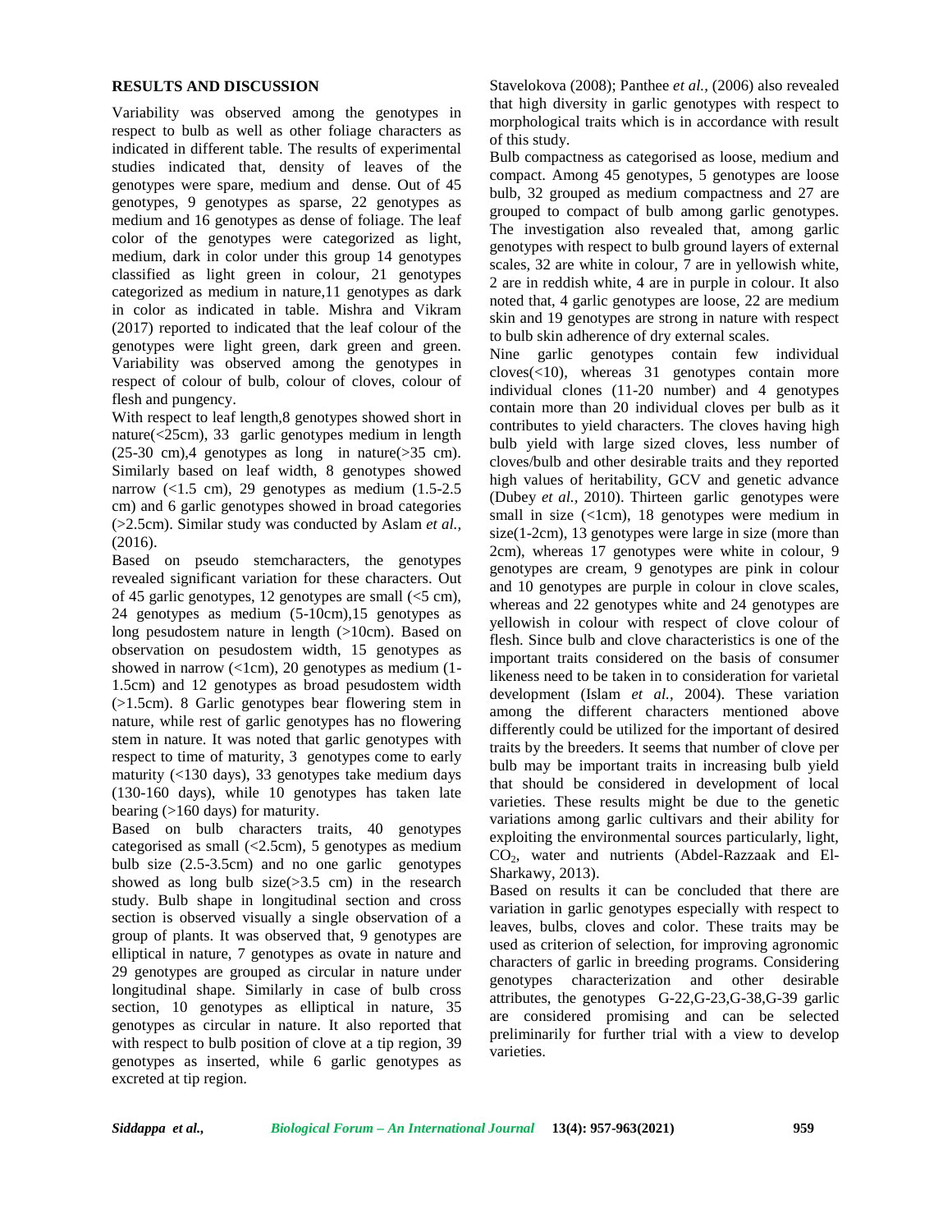## RESULTS AND DISCUSSION

Variability was observed among the genotypes in respect to bulb as well as other foliage characters as indicated in different table. The results of experimental studies indicated that, density of leaves of the genotypes were spare, medium and dense. Out of 45 genotypes, 9 genotypes as sparse, 22 genotypes as medium and 16 genotypes as dense of foliage. The leaf color of the genotypes were categorized as light, medium, dark in color under this group 14 genotypes classified as light green in colour, 21 genotypes categorized as medium in nature,11 genotypes as dark in color as indicated in table. Mishra and Vikram (2017) reported to indicated that the leaf colour of the genotypes were light green, dark green and green. Variability was observed among the genotypes in respect of colour of bulb, colour of cloves, colour of flesh and pungency.

With respect to leaf length,8 genotypes showed short in nature(<25cm), 33 garlic genotypes medium in length (25-30 cm),4 genotypes as long in nature(>35 cm). Similarly based on leaf width, 8 genotypes showed narrow (<1.5 cm), 29 genotypes as medium (1.5-2.5 cm) and 6 garlic genotypes showed in broad categories (>2.5cm). Similar study was conducted by Aslam *et al.,* (2016).

Based on pseudo stemcharacters, the genotypes revealed significant variation for these characters. Out of 45 garlic genotypes, 12 genotypes are small (<5 cm), 24 genotypes as medium (5-10cm),15 genotypes as long pesudostem nature in length (>10cm). Based on observation on pesudostem width, 15 genotypes as showed in narrow (<1cm), 20 genotypes as medium (1-1.5cm) and 12 genotypes as broad pesudostem width (>1.5cm). 8 Garlic genotypes bear flowering stem in nature, while rest of garlic genotypes has no flowering stem in nature. It was noted that garlic genotypes with respect to time of maturity, 3 genotypes come to early maturity (<130 days), 33 genotypes take medium days (130-160 days), while 10 genotypes has taken late bearing (>160 days) for maturity.

Based on bulb characters traits, 40 genotypes categorised as small (<2.5cm), 5 genotypes as medium bulb size (2.5-3.5cm) and no one garlic genotypes showed as long bulb size(>3.5 cm) in the research study. Bulb shape in longitudinal section and cross section is observed visually a single observation of a group of plants. It was observed that, 9 genotypes are elliptical in nature, 7 genotypes as ovate in nature and 29 genotypes are grouped as circular in nature under longitudinal shape. Similarly in case of bulb cross section, 10 genotypes as elliptical in nature, 35 genotypes as circular in nature. It also reported that with respect to bulb position of clove at a tip region, 39 genotypes as inserted, while 6 garlic genotypes as excreted at tip region. Stavelokova (2008); Panthee *et al.,* (2006) also revealed that high diversity in garlic genotypes with respect to morphological traits which is in accordance with result of this study.

Bulb compactness as categorised as loose, medium and compact. Among 45 genotypes, 5 genotypes are loose bulb, 32 grouped as medium compactness and 27 are grouped to compact of bulb among garlic genotypes. The investigation also revealed that, among garlic genotypes with respect to bulb ground layers of external scales, 32 are white in colour, 7 are in yellowish white, 2 are in reddish white, 4 are in purple in colour. It also noted that, 4 garlic genotypes are loose, 22 are medium skin and 19 genotypes are strong in nature with respect to bulb skin adherence of dry external scales.

Nine garlic genotypes contain few individual cloves(<10), whereas 31 genotypes contain more individual clones (11-20 number) and 4 genotypes contain more than 20 individual cloves per bulb as it contributes to yield characters. The cloves having high bulb yield with large sized cloves, less number of cloves/bulb and other desirable traits and they reported high values of heritability, GCV and genetic advance (Dubey *et al.,* 2010). Thirteen garlic genotypes were small in size (<1cm), 18 genotypes were medium in size(1-2cm), 13 genotypes were large in size (more than 2cm), whereas 17 genotypes were white in colour, 9 genotypes are cream, 9 genotypes are pink in colour and 10 genotypes are purple in colour in clove scales, whereas and 22 genotypes white and 24 genotypes are yellowish in colour with respect of clove colour of flesh. Since bulb and clove characteristics is one of the important traits considered on the basis of consumer likeness need to be taken in to consideration for varietal development (Islam *et al.,* 2004). These variation among the different characters mentioned above differently could be utilized for the important of desired traits by the breeders. It seems that number of clove per bulb may be important traits in increasing bulb yield that should be considered in development of local varieties. These results might be due to the genetic variations among garlic cultivars and their ability for exploiting the environmental sources particularly, light, $CO_2$, water and nutrients (Abdel-Razzaak and El-Sharkawy, 2013).

Based on results it can be concluded that there are variation in garlic genotypes especially with respect to leaves, bulbs, cloves and color. These traits may be used as criterion of selection, for improving agronomic characters of garlic in breeding programs. Considering genotypes characterization and other desirable attributes, the genotypes G-22,G-23,G-38,G-39 garlic are considered promising and can be selected preliminarily for further trial with a view to develop varieties.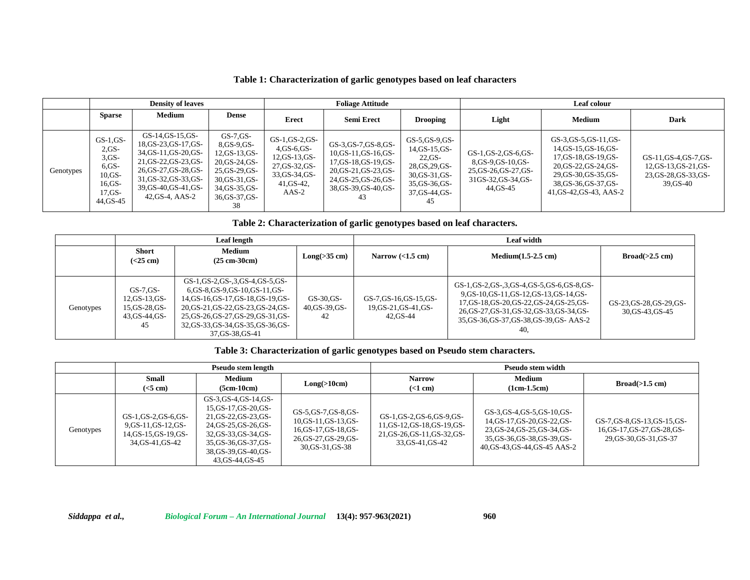**Table 1: Characterization of garlic genotypes based on leaf characters**

| | Density of leaves | | | Foliage Attitude | | | Leaf colour | | |
|---|---|---|---|---|---|---|---|---|---|
| | Sparse | Medium | Dense | Erect | Semi Erect | Drooping | Light | Medium | Dark |
| Genotypes | GS-1,GS-2,GS-3,GS-6,GS-10,GS-16,GS-17,GS-44,GS-45 | GS-14,GS-15,GS-18,GS-23,GS-17,GS-34,GS-11,GS-20,GS-21,GS-22,GS-23,GS-26,GS-27,GS-28,GS-31,GS-32,GS-33,GS-39,GS-40,GS-41,GS-42,GS-4, AAS-2 | GS-7,GS-8,GS-9,GS-12,GS-13,GS-20,GS-24,GS-25,GS-29,GS-30,GS-31,GS-34,GS-35,GS-36,GS-37,GS-38 | GS-1,GS-2,GS-4,GS-6,GS-12,GS-13,GS-27,GS-32,GS-33,GS-34,GS-41,GS-42, AAS-2 | GS-3,GS-7,GS-8,GS-10,GS-11,GS-16,GS-17,GS-18,GS-19,GS-20,GS-21,GS-23,GS-24,GS-25,GS-26,GS-38,GS-39,GS-40,GS-43 | GS-5,GS-9,GS-14,GS-15,GS-22,GS-28,GS,29,GS-30,GS-31,GS-35,GS-36,GS-37,GS-44,GS-45 | GS-1,GS-2,GS-6,GS-8,GS-9,GS-10,GS-25,GS-26,GS-27,GS-31GS-32,GS-34,GS-44,GS-45 | GS-3,GS-5,GS-11,GS-14,GS-15,GS-16,GS-17,GS-18,GS-19,GS-20,GS-22,GS-24,GS-29,GS-30,GS-35,GS-38,GS-36,GS-37,GS-41,GS-42,GS-43, AAS-2 | GS-11,GS-4,GS-7,GS-12,GS-13,GS-21,GS-23,GS-28,GS-33,GS-39,GS-40 |

**Table 2: Characterization of garlic genotypes based on leaf characters.**

| | Leaf length | | | Leaf width | | |
|---|---|---|---|---|---|---|
| | Short (<25 cm) | Medium (25 cm-30cm) | Long(>35 cm) | Narrow (<1.5 cm) | Medium(1.5-2.5 cm) | Broad(>2.5 cm) |
| Genotypes | GS-7,GS-12,GS-13,GS-15,GS-28,GS-43,GS-44,GS-45 | GS-1,GS-2,GS-,3,GS-4,GS-5,GS-6,GS-8,GS-9,GS-10,GS-11,GS-14,GS-16,GS-17,GS-18,GS-19,GS-20,GS-21,GS-22,GS-23,GS-24,GS-25,GS-26,GS-27,GS-29,GS-31,GS-32,GS-33,GS-34,GS-35,GS-36,GS-37,GS-38,GS-41 | GS-30,GS-40,GS-39,GS-42 | GS-7,GS-16,GS-15,GS-19,GS-21,GS-41,GS-42,GS-44 | GS-1,GS-2,GS-,3,GS-4,GS-5,GS-6,GS-8,GS-9,GS-10,GS-11,GS-12,GS-13,GS-14,GS-17,GS-18,GS-20,GS-22,GS-24,GS-25,GS-26,GS-27,GS-31,GS-32,GS-33,GS-34,GS-35,GS-36,GS-37,GS-38,GS-39,GS- AAS-2 40, | GS-23,GS-28,GS-29,GS-30,GS-43,GS-45 |

**Table 3: Characterization of garlic genotypes based on Pseudo stem characters.**

| | Pseudo stem length | | | Pseudo stem width | | |
|---|---|---|---|---|---|---|
| | Small (<5 cm) | Medium (5cm-10cm) | Long(>10cm) | Narrow (<1 cm) | Medium (1cm-1.5cm) | Broad(>1.5 cm) |
| Genotypes | GS-1,GS-2,GS-6,GS-9,GS-11,GS-12,GS-14,GS-15,GS-19,GS-34,GS-41,GS-42 | GS-3,GS-4,GS-14,GS-15,GS-17,GS-20,GS-21,GS-22,GS-23,GS-24,GS-25,GS-26,GS-32,GS-33,GS-34,GS-35,GS-36,GS-37,GS-38,GS-39,GS-40,GS-43,GS-44,GS-45 | GS-5,GS-7,GS-8,GS-10,GS-11,GS-13,GS-16,GS-17,GS-18,GS-26,GS-27,GS-29,GS-30,GS-31,GS-38 | GS-1,GS-2,GS-6,GS-9,GS-11,GS-12,GS-18,GS-19,GS-21,GS-26,GS-11,GS-32,GS-33,GS-41,GS-42 | GS-3,GS-4,GS-5,GS-10,GS-14,GS-17,GS-20,GS-22,GS-23,GS-24,GS-25,GS-34,GS-35,GS-36,GS-38,GS-39,GS-40,GS-43,GS-44,GS-45 AAS-2 | GS-7,GS-8,GS-13,GS-15,GS-16,GS-17,GS-27,GS-28,GS-29,GS-30,GS-31,GS-37 |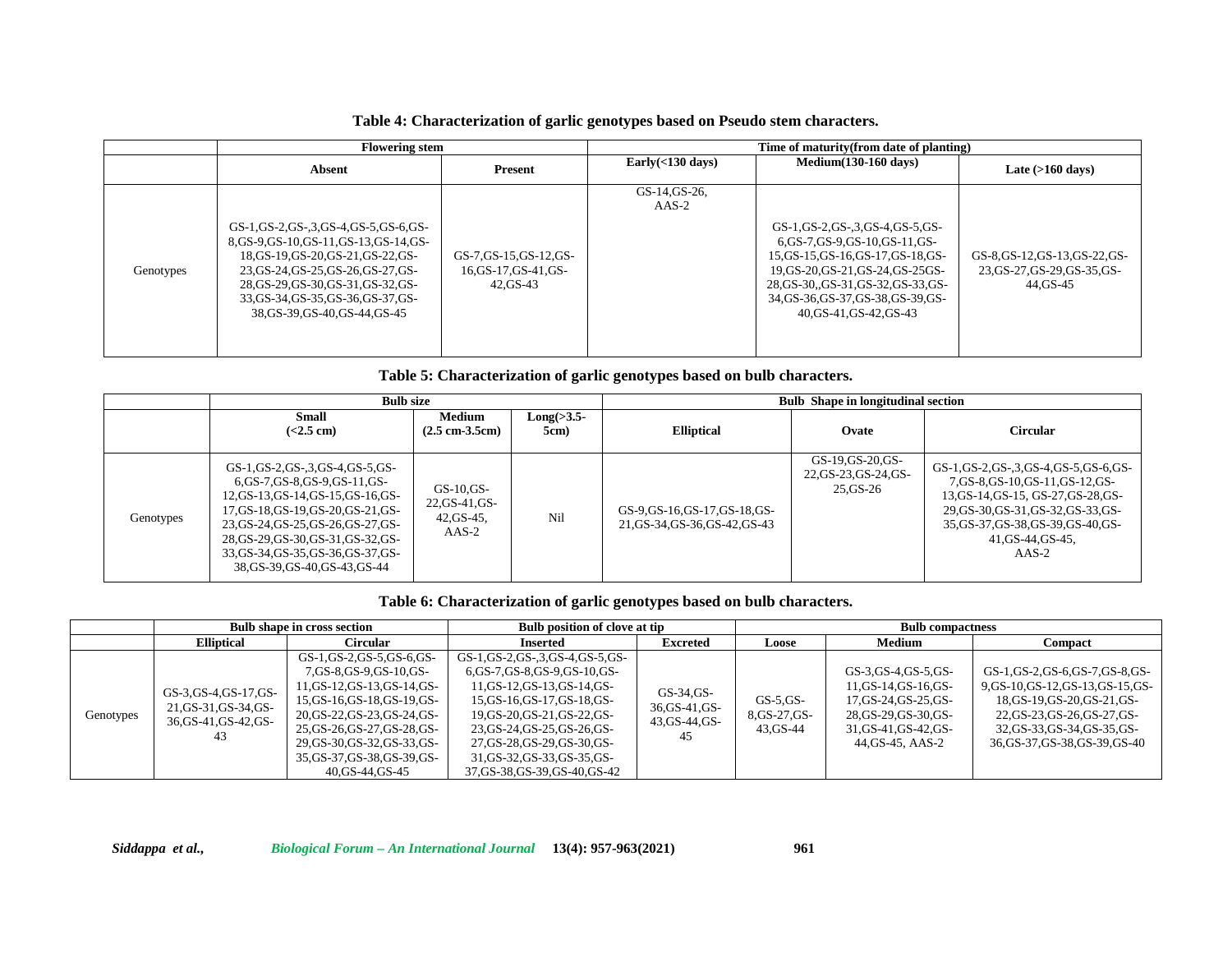**Table 4: Characterization of garlic genotypes based on Pseudo stem characters.**

| | Flowering stem | | Time of maturity(from date of planting) | | |
|---|---|---|---|---|---|
| | Absent | Present | Early(<130 days) | Medium(130-160 days) | Late (>160 days) |
| Genotypes | GS-1,GS-2,GS-,3,GS-4,GS-5,GS-6,GS-8,GS-9,GS-10,GS-11,GS-13,GS-14,GS-18,GS-19,GS-20,GS-21,GS-22,GS-23,GS-24,GS-25,GS-26,GS-27,GS-28,GS-29,GS-30,GS-31,GS-32,GS-33,GS-34,GS-35,GS-36,GS-37,GS-38,GS-39,GS-40,GS-44,GS-45 | GS-7,GS-15,GS-12,GS-16,GS-17,GS-41,GS-42,GS-43 | GS-14,GS-26, AAS-2 | GS-1,GS-2,GS-,3,GS-4,GS-5,GS-6,GS-7,GS-9,GS-10,GS-11,GS-15,GS-15,GS-16,GS-17,GS-18,GS-19,GS-20,GS-21,GS-24,GS-25GS-28,GS-30,,GS-31,GS-32,GS-33,GS-34,GS-36,GS-37,GS-38,GS-39,GS-40,GS-41,GS-42,GS-43 | GS-8,GS-12,GS-13,GS-22,GS-23,GS-27,GS-29,GS-35,GS-44,GS-45 |

**Table 5: Characterization of garlic genotypes based on bulb characters.**

| | Bulb size | | | Bulb Shape in longitudinal section | | |
|---|---|---|---|---|---|---|
| | Small (<2.5 cm) | Medium (2.5 cm-3.5cm) | Long(>3.5-5cm) | Elliptical | Ovate | Circular |
| Genotypes | GS-1,GS-2,GS-,3,GS-4,GS-5,GS-6,GS-7,GS-8,GS-9,GS-11,GS-12,GS-13,GS-14,GS-15,GS-16,GS-17,GS-18,GS-19,GS-20,GS-21,GS-23,GS-24,GS-25,GS-26,GS-27,GS-28,GS-29,GS-30,GS-31,GS-32,GS-33,GS-34,GS-35,GS-36,GS-37,GS-38,GS-39,GS-40,GS-43,GS-44 | GS-10,GS-22,GS-41,GS-42,GS-45, AAS-2 | Nil | GS-9,GS-16,GS-17,GS-18,GS-21,GS-34,GS-36,GS-42,GS-43 | GS-19,GS-20,GS-22,GS-23,GS-24,GS-25,GS-26 | GS-1,GS-2,GS-,3,GS-4,GS-5,GS-6,GS-7,GS-8,GS-10,GS-11,GS-12,GS-13,GS-14,GS-15, GS-27,GS-28,GS-29,GS-30,GS-31,GS-32,GS-33,GS-35,GS-37,GS-38,GS-39,GS-40,GS-41,GS-44,GS-45, AAS-2 |

**Table 6: Characterization of garlic genotypes based on bulb characters.**

| | Bulb shape in cross section | | Bulb position of clove at tip | | Bulb compactness | | |
|---|---|---|---|---|---|---|---|
| | Elliptical | Circular | Inserted | Excreted | Loose | Medium | Compact |
| Genotypes | GS-3,GS-4,GS-17,GS-21,GS-31,GS-34,GS-36,GS-41,GS-42,GS-43 | GS-1,GS-2,GS-5,GS-6,GS-7,GS-8,GS-9,GS-10,GS-11,GS-12,GS-13,GS-14,GS-15,GS-16,GS-18,GS-19,GS-20,GS-22,GS-23,GS-24,GS-25,GS-26,GS-27,GS-28,GS-29,GS-30,GS-32,GS-33,GS-35,GS-37,GS-38,GS-39,GS-40,GS-44,GS-45 | GS-1,GS-2,GS-,3,GS-4,GS-5,GS-6,GS-7,GS-8,GS-9,GS-10,GS-11,GS-12,GS-13,GS-14,GS-15,GS-16,GS-17,GS-18,GS-19,GS-20,GS-21,GS-22,GS-23,GS-24,GS-25,GS-26,GS-27,GS-28,GS-29,GS-30,GS-31,GS-32,GS-33,GS-35,GS-37,GS-38,GS-39,GS-40,GS-42 | GS-34,GS-36,GS-41,GS-43,GS-44,GS-45 | GS-5,GS-8,GS-27,GS-43,GS-44 | GS-3,GS-4,GS-5,GS-11,GS-14,GS-16,GS-17,GS-24,GS-25,GS-28,GS-29,GS-30,GS-31,GS-41,GS-42,GS-44,GS-45, AAS-2 | GS-1,GS-2,GS-6,GS-7,GS-8,GS-9,GS-10,GS-12,GS-13,GS-15,GS-18,GS-19,GS-20,GS-21,GS-22,GS-23,GS-26,GS-27,GS-32,GS-33,GS-34,GS-35,GS-36,GS-37,GS-38,GS-39,GS-40 |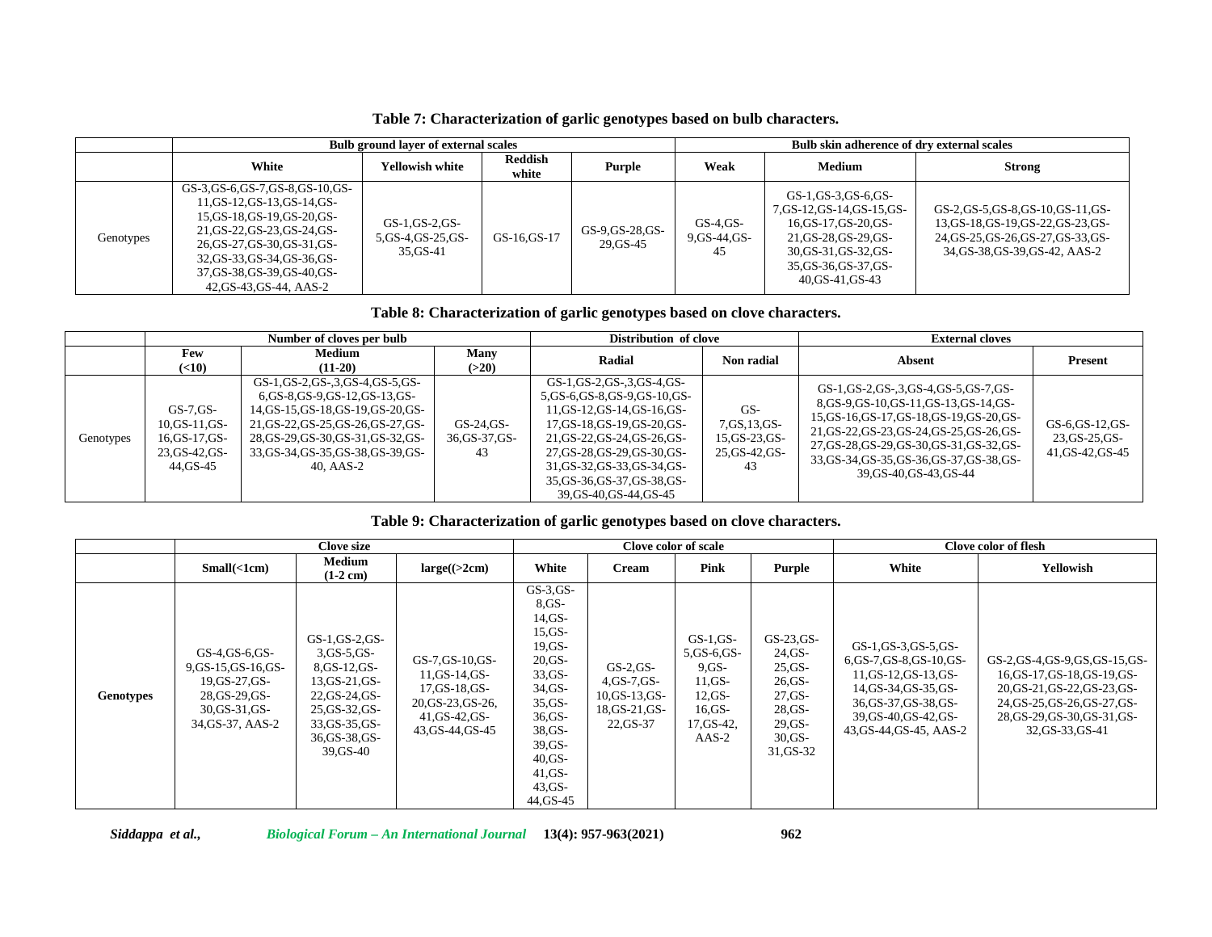**Table 7: Characterization of garlic genotypes based on bulb characters.**

| | Bulb ground layer of external scales | | | | Bulb skin adherence of dry external scales | | |
|---|---|---|---|---|---|---|---|
| | White | Yellowish white | Reddish white | Purple | Weak | Medium | Strong |
| Genotypes | GS-3,GS-6,GS-7,GS-8,GS-10,GS-11,GS-12,GS-13,GS-14,GS-15,GS-18,GS-19,GS-20,GS-21,GS-22,GS-23,GS-24,GS-26,GS-27,GS-30,GS-31,GS-32,GS-33,GS-34,GS-36,GS-37,GS-38,GS-39,GS-40,GS-42,GS-43,GS-44, AAS-2 | GS-1,GS-2,GS-5,GS-4,GS-25,GS-35,GS-41 | GS-16,GS-17 | GS-9,GS-28,GS-29,GS-45 | GS-4,GS-9,GS-44,GS-45 | GS-1,GS-3,GS-6,GS-7,GS-12,GS-14,GS-15,GS-16,GS-17,GS-20,GS-21,GS-28,GS-29,GS-30,GS-31,GS-32,GS-35,GS-36,GS-37,GS-40,GS-41,GS-43 | GS-2,GS-5,GS-8,GS-10,GS-11,GS-13,GS-18,GS-19,GS-22,GS-23,GS-24,GS-25,GS-26,GS-27,GS-33,GS-34,GS-38,GS-39,GS-42, AAS-2 |

**Table 8: Characterization of garlic genotypes based on clove characters.**

| | Number of cloves per bulb | | | Distribution of clove | | External cloves | |
|---|---|---|---|---|---|---|---|
| | Few (<10) | Medium (11-20) | Many (>20) | Radial | Non radial | Absent | Present |
| Genotypes | GS-7,GS-10,GS-11,GS-16,GS-17,GS-23,GS-42,GS-44,GS-45 | GS-1,GS-2,GS-,3,GS-4,GS-5,GS-6,GS-8,GS-9,GS-12,GS-13,GS-14,GS-15,GS-18,GS-19,GS-20,GS-21,GS-22,GS-25,GS-26,GS-27,GS-28,GS-29,GS-30,GS-31,GS-32,GS-33,GS-34,GS-35,GS-38,GS-39,GS-40, AAS-2 | GS-24,GS-36,GS-37,GS-43 | GS-1,GS-2,GS-,3,GS-4,GS-5,GS-6,GS-8,GS-9,GS-10,GS-11,GS-12,GS-14,GS-16,GS-17,GS-18,GS-19,GS-20,GS-21,GS-22,GS-24,GS-26,GS-27,GS-28,GS-29,GS-30,GS-31,GS-32,GS-33,GS-34,GS-35,GS-36,GS-37,GS-38,GS-39,GS-40,GS-44,GS-45 | GS-7,GS,13,GS-15,GS-23,GS-25,GS-42,GS-43 | GS-1,GS-2,GS-,3,GS-4,GS-5,GS-7,GS-8,GS-9,GS-10,GS-11,GS-13,GS-14,GS-15,GS-16,GS-17,GS-18,GS-19,GS-20,GS-21,GS-22,GS-23,GS-24,GS-25,GS-26,GS-27,GS-28,GS-29,GS-30,GS-31,GS-32,GS-33,GS-34,GS-35,GS-36,GS-37,GS-38,GS-39,GS-40,GS-43,GS-44 | GS-6,GS-12,GS-23,GS-25,GS-41,GS-42,GS-45 |

**Table 9: Characterization of garlic genotypes based on clove characters.**

| | Clove size | | | Clove color of scale | | | | Clove color of flesh | |
|---|---|---|---|---|---|---|---|---|---|
| | Small(<1cm) | Medium (1-2 cm) | large((>2cm) | White | Cream | Pink | Purple | White | Yellowish |
| **Genotypes** | GS-4,GS-6,GS-9,GS-15,GS-16,GS-19,GS-27,GS-28,GS-29,GS-30,GS-31,GS-34,GS-37, AAS-2 | GS-1,GS-2,GS-3,GS-5,GS-8,GS-12,GS-13,GS-21,GS-22,GS-24,GS-25,GS-32,GS-33,GS-35,GS-36,GS-38,GS-39,GS-40 | GS-7,GS-10,GS-11,GS-14,GS-17,GS-18,GS-20,GS-23,GS-26,41,GS-42,GS-43,GS-44,GS-45 | GS-3,GS-8,GS-14,GS-15,GS-19,GS-20,GS-33,GS-34,GS-35,GS-36,GS-38,GS-39,GS-40,GS-41,GS-43,GS-44,GS-45 | GS-2,GS-4,GS-7,GS-10,GS-13,GS-18,GS-21,GS-22,GS-37 | GS-1,GS-5,GS-6,GS-9,GS-11,GS-12,GS-16,GS-17,GS-42, AAS-2 | GS-23,GS-24,GS-25,GS-26,GS-27,GS-28,GS-29,GS-30,GS-31,GS-32 | GS-1,GS-3,GS-5,GS-6,GS-7,GS-8,GS-10,GS-11,GS-12,GS-13,GS-14,GS-34,GS-35,GS-36,GS-37,GS-38,GS-39,GS-40,GS-42,GS-43,GS-44,GS-45, AAS-2 | GS-2,GS-4,GS-9,GS,GS-15,GS-16,GS-17,GS-18,GS-19,GS-20,GS-21,GS-22,GS-23,GS-24,GS-25,GS-26,GS-27,GS-28,GS-29,GS-30,GS-31,GS-32,GS-33,GS-41 |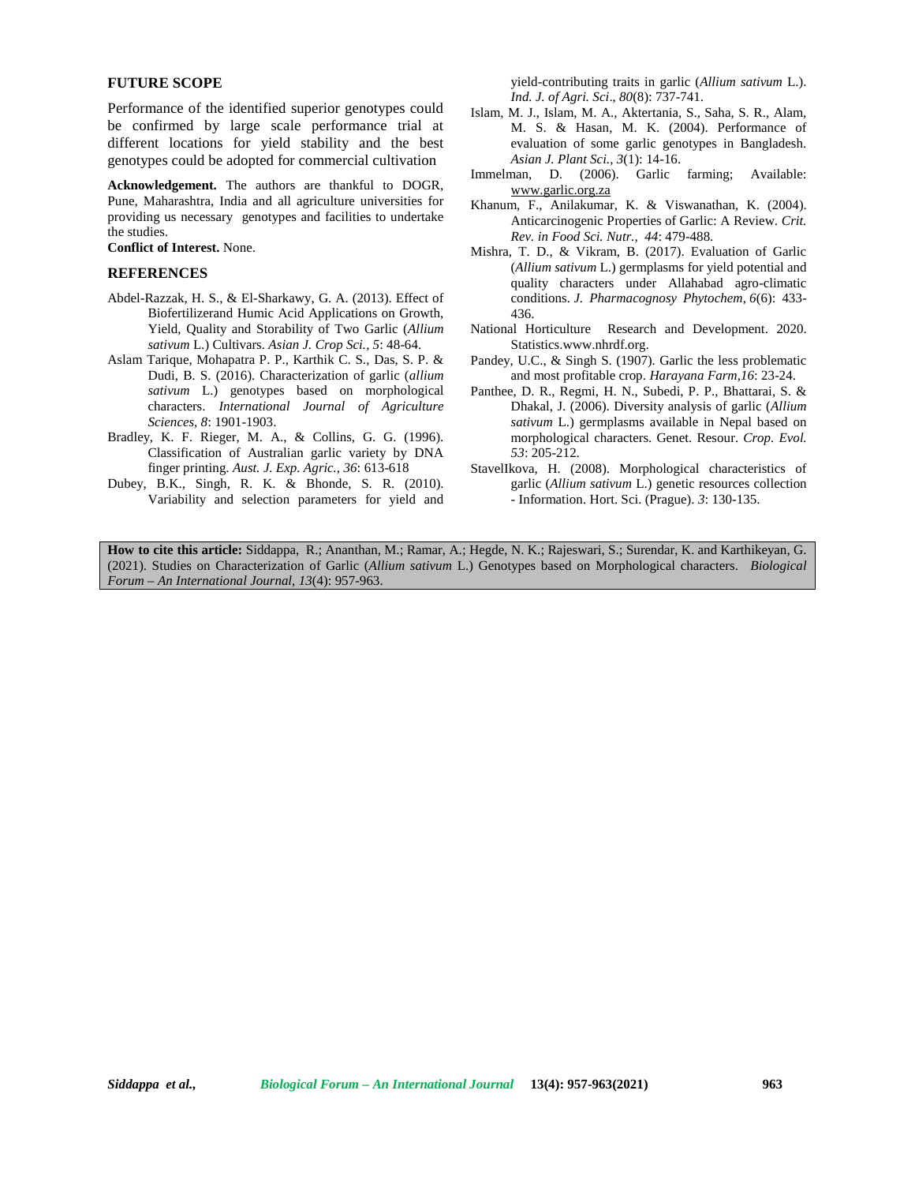## FUTURE SCOPE

Performance of the identified superior genotypes could be confirmed by large scale performance trial at different locations for yield stability and the best genotypes could be adopted for commercial cultivation

**Acknowledgement.** The authors are thankful to DOGR, Pune, Maharashtra, India and all agriculture universities for providing us necessary genotypes and facilities to undertake the studies.

**Conflict of Interest.** None.

## REFERENCES

Abdel-Razzak, H. S., & El-Sharkawy, G. A. (2013). Effect of Biofertilizerand Humic Acid Applications on Growth, Yield, Quality and Storability of Two Garlic (*Allium sativum* L.) Cultivars. *Asian J. Crop Sci., 5*: 48-64.

Aslam Tarique, Mohapatra P. P., Karthik C. S., Das, S. P. & Dudi, B. S. (2016). Characterization of garlic (*allium sativum* L.) genotypes based on morphological characters. *International Journal of Agriculture Sciences, 8*: 1901-1903.

Bradley, K. F. Rieger, M. A., & Collins, G. G. (1996). Classification of Australian garlic variety by DNA finger printing. *Aust. J. Exp. Agric., 36*: 613-618

Dubey, B.K., Singh, R. K. & Bhonde, S. R. (2010). Variability and selection parameters for yield and yield-contributing traits in garlic (*Allium sativum* L.). *Ind. J. of Agri. Sci*., *80*(8): 737-741.

Islam, M. J., Islam, M. A., Aktertania, S., Saha, S. R., Alam, M. S. & Hasan, M. K. (2004). Performance of evaluation of some garlic genotypes in Bangladesh. *Asian J. Plant Sci., 3*(1): 14-16.

Immelman, D. (2006). Garlic farming; Available: www.garlic.org.za

Khanum, F., Anilakumar, K. & Viswanathan, K. (2004). Anticarcinogenic Properties of Garlic: A Review. *Crit. Rev. in Food Sci. Nutr., 44*: 479-488.

Mishra, T. D., & Vikram, B. (2017). Evaluation of Garlic (*Allium sativum* L.) germplasms for yield potential and quality characters under Allahabad agro-climatic conditions. *J. Pharmacognosy Phytochem, 6*(6): 433-436.

National Horticulture Research and Development. 2020. Statistics.www.nhrdf.org.

Pandey, U.C., & Singh S. (1907). Garlic the less problematic and most profitable crop. *Harayana Farm,16*: 23-24.

Panthee, D. R., Regmi, H. N., Subedi, P. P., Bhattarai, S. & Dhakal, J. (2006). Diversity analysis of garlic (*Allium sativum* L.) germplasms available in Nepal based on morphological characters. Genet. Resour. *Crop. Evol. 53*: 205-212.

StavelIkova, H. (2008). Morphological characteristics of garlic (*Allium sativum* L.) genetic resources collection - Information. Hort. Sci. (Prague). *3*: 130-135.

**How to cite this article:** Siddappa, R.; Ananthan, M.; Ramar, A.; Hegde, N. K.; Rajeswari, S.; Surendar, K. and Karthikeyan, G. (2021). Studies on Characterization of Garlic (*Allium sativum* L.) Genotypes based on Morphological characters. *Biological Forum – An International Journal, 13*(4): 957-963.